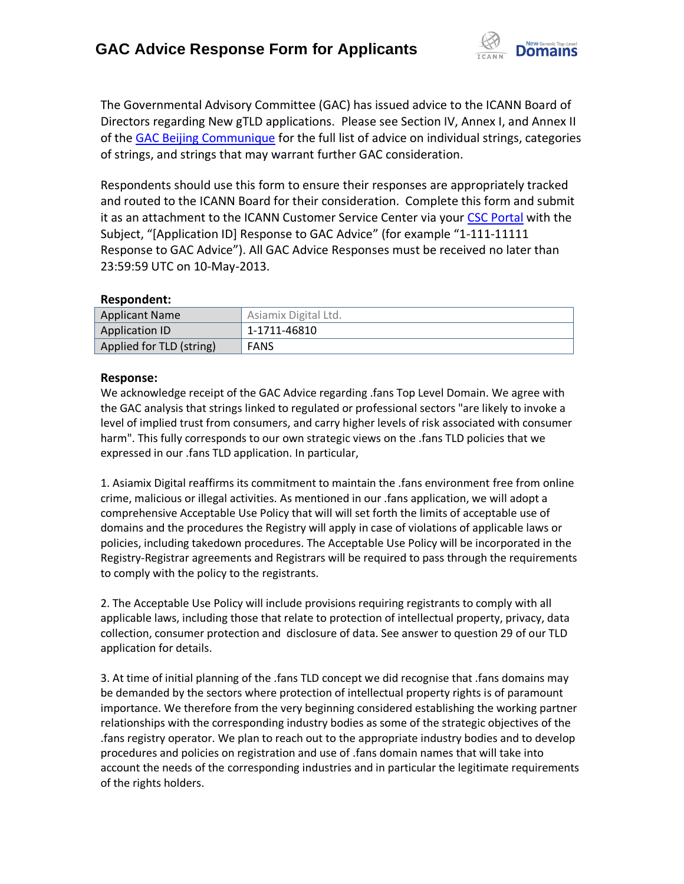# GAC Advice Response Form for Applicants

The Governmental Advisory Committee (GAC) has issued advice to the ICANN Board of Directors regarding New gTLD applications. Please see Section IV, Annex I, and Annex II of the GAC Beijing Communique for the full list of advice on individual strings, categories of strings, and strings that may warrant further GAC consideration.

Respondents should use this form to ensure their responses are appropriately tracked and routed to the ICANN Board for their consideration. Complete this form and submit it as an attachment to the ICANN Customer Service Center via your CSC Portal with the Subject, "[Application ID] Response to GAC Advice" (for example "1-111-11111 Response to GAC Advice"). All GAC Advice Responses must be received no later than 23:59:59 UTC on 10-May-2013.

**Respondent:**

| Applicant Name | Asiamix Digital Ltd. |
|---|---|
| Application ID | 1-1711-46810 |
| Applied for TLD (string) | FANS |

**Response:**

We acknowledge receipt of the GAC Advice regarding .fans Top Level Domain. We agree with the GAC analysis that strings linked to regulated or professional sectors "are likely to invoke a level of implied trust from consumers, and carry higher levels of risk associated with consumer harm". This fully corresponds to our own strategic views on the .fans TLD policies that we expressed in our .fans TLD application. In particular,

1. Asiamix Digital reaffirms its commitment to maintain the .fans environment free from online crime, malicious or illegal activities. As mentioned in our .fans application, we will adopt a comprehensive Acceptable Use Policy that will will set forth the limits of acceptable use of domains and the procedures the Registry will apply in case of violations of applicable laws or policies, including takedown procedures. The Acceptable Use Policy will be incorporated in the Registry-Registrar agreements and Registrars will be required to pass through the requirements to comply with the policy to the registrants.

2. The Acceptable Use Policy will include provisions requiring registrants to comply with all applicable laws, including those that relate to protection of intellectual property, privacy, data collection, consumer protection and disclosure of data. See answer to question 29 of our TLD application for details.

3. At time of initial planning of the .fans TLD concept we did recognise that .fans domains may be demanded by the sectors where protection of intellectual property rights is of paramount importance. We therefore from the very beginning considered establishing the working partner relationships with the corresponding industry bodies as some of the strategic objectives of the .fans registry operator. We plan to reach out to the appropriate industry bodies and to develop procedures and policies on registration and use of .fans domain names that will take into account the needs of the corresponding industries and in particular the legitimate requirements of the rights holders.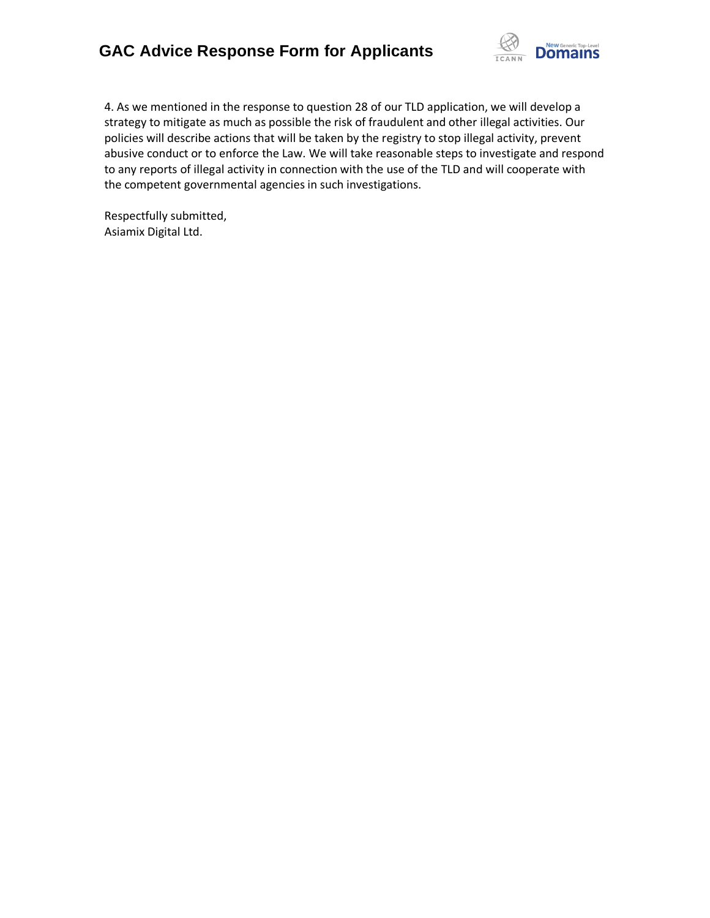4. As we mentioned in the response to question 28 of our TLD application, we will develop a strategy to mitigate as much as possible the risk of fraudulent and other illegal activities. Our policies will describe actions that will be taken by the registry to stop illegal activity, prevent abusive conduct or to enforce the Law. We will take reasonable steps to investigate and respond to any reports of illegal activity in connection with the use of the TLD and will cooperate with the competent governmental agencies in such investigations.

Respectfully submitted,
Asiamix Digital Ltd.